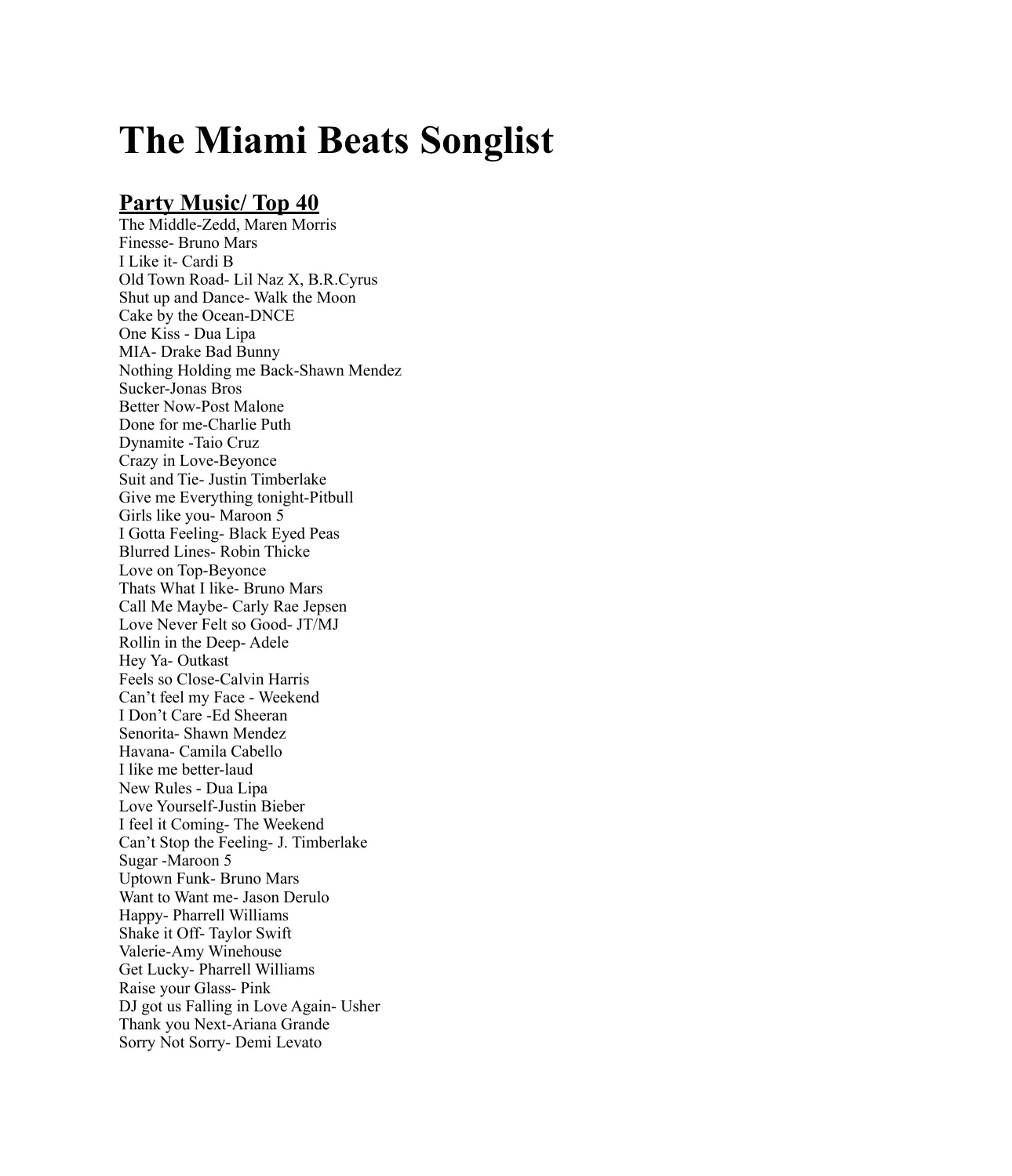# The Miami Beats Songlist

## Party Music/ Top 40

The Middle-Zedd, Maren Morris
Finesse- Bruno Mars
I Like it- Cardi B
Old Town Road- Lil Naz X, B.R.Cyrus
Shut up and Dance- Walk the Moon
Cake by the Ocean-DNCE
One Kiss - Dua Lipa
MIA- Drake Bad Bunny
Nothing Holding me Back-Shawn Mendez
Sucker-Jonas Bros
Better Now-Post Malone
Done for me-Charlie Puth
Dynamite -Taio Cruz
Crazy in Love-Beyonce
Suit and Tie- Justin Timberlake
Give me Everything tonight-Pitbull
Girls like you- Maroon 5
I Gotta Feeling- Black Eyed Peas
Blurred Lines- Robin Thicke
Love on Top-Beyonce
Thats What I like- Bruno Mars
Call Me Maybe- Carly Rae Jepsen
Love Never Felt so Good- JT/MJ
Rollin in the Deep- Adele
Hey Ya- Outkast
Feels so Close-Calvin Harris
Can't feel my Face - Weekend
I Don't Care -Ed Sheeran
Senorita- Shawn Mendez
Havana- Camila Cabello
I like me better-laud
New Rules - Dua Lipa
Love Yourself-Justin Bieber
I feel it Coming- The Weekend
Can't Stop the Feeling- J. Timberlake
Sugar -Maroon 5
Uptown Funk- Bruno Mars
Want to Want me- Jason Derulo
Happy- Pharrell Williams
Shake it Off- Taylor Swift
Valerie-Amy Winehouse
Get Lucky- Pharrell Williams
Raise your Glass- Pink
DJ got us Falling in Love Again- Usher
Thank you Next-Ariana Grande
Sorry Not Sorry- Demi Levato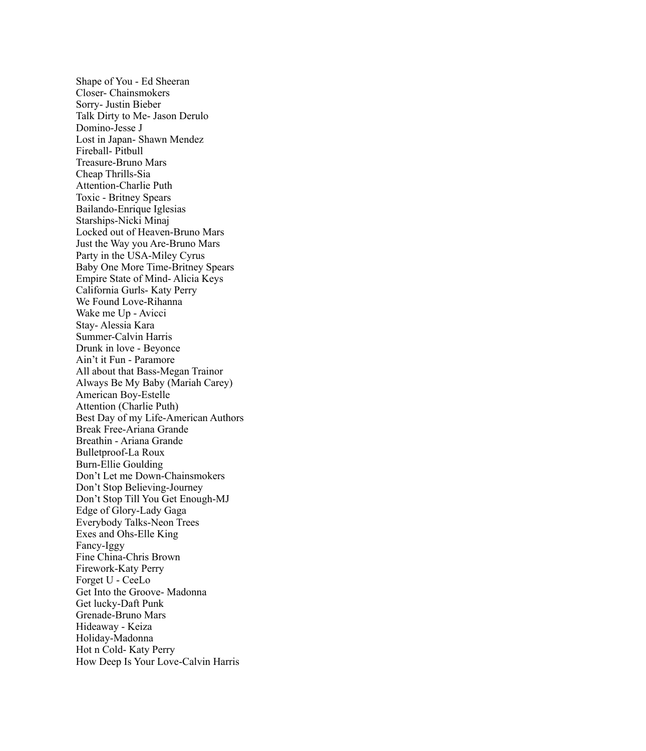Shape of You - Ed Sheeran
Closer- Chainsmokers
Sorry- Justin Bieber
Talk Dirty to Me- Jason Derulo
Domino-Jesse J
Lost in Japan- Shawn Mendez
Fireball- Pitbull
Treasure-Bruno Mars
Cheap Thrills-Sia
Attention-Charlie Puth
Toxic - Britney Spears
Bailando-Enrique Iglesias
Starships-Nicki Minaj
Locked out of Heaven-Bruno Mars
Just the Way you Are-Bruno Mars
Party in the USA-Miley Cyrus
Baby One More Time-Britney Spears
Empire State of Mind- Alicia Keys
California Gurls- Katy Perry
We Found Love-Rihanna
Wake me Up - Avicci
Stay- Alessia Kara
Summer-Calvin Harris
Drunk in love - Beyonce
Ain't it Fun - Paramore
All about that Bass-Megan Trainor
Always Be My Baby (Mariah Carey)
American Boy-Estelle
Attention (Charlie Puth)
Best Day of my Life-American Authors
Break Free-Ariana Grande
Breathin - Ariana Grande
Bulletproof-La Roux
Burn-Ellie Goulding
Don't Let me Down-Chainsmokers
Don't Stop Believing-Journey
Don't Stop Till You Get Enough-MJ
Edge of Glory-Lady Gaga
Everybody Talks-Neon Trees
Exes and Ohs-Elle King
Fancy-Iggy
Fine China-Chris Brown
Firework-Katy Perry
Forget U - CeeLo
Get Into the Groove- Madonna
Get lucky-Daft Punk
Grenade-Bruno Mars
Hideaway - Keiza
Holiday-Madonna
Hot n Cold- Katy Perry
How Deep Is Your Love-Calvin Harris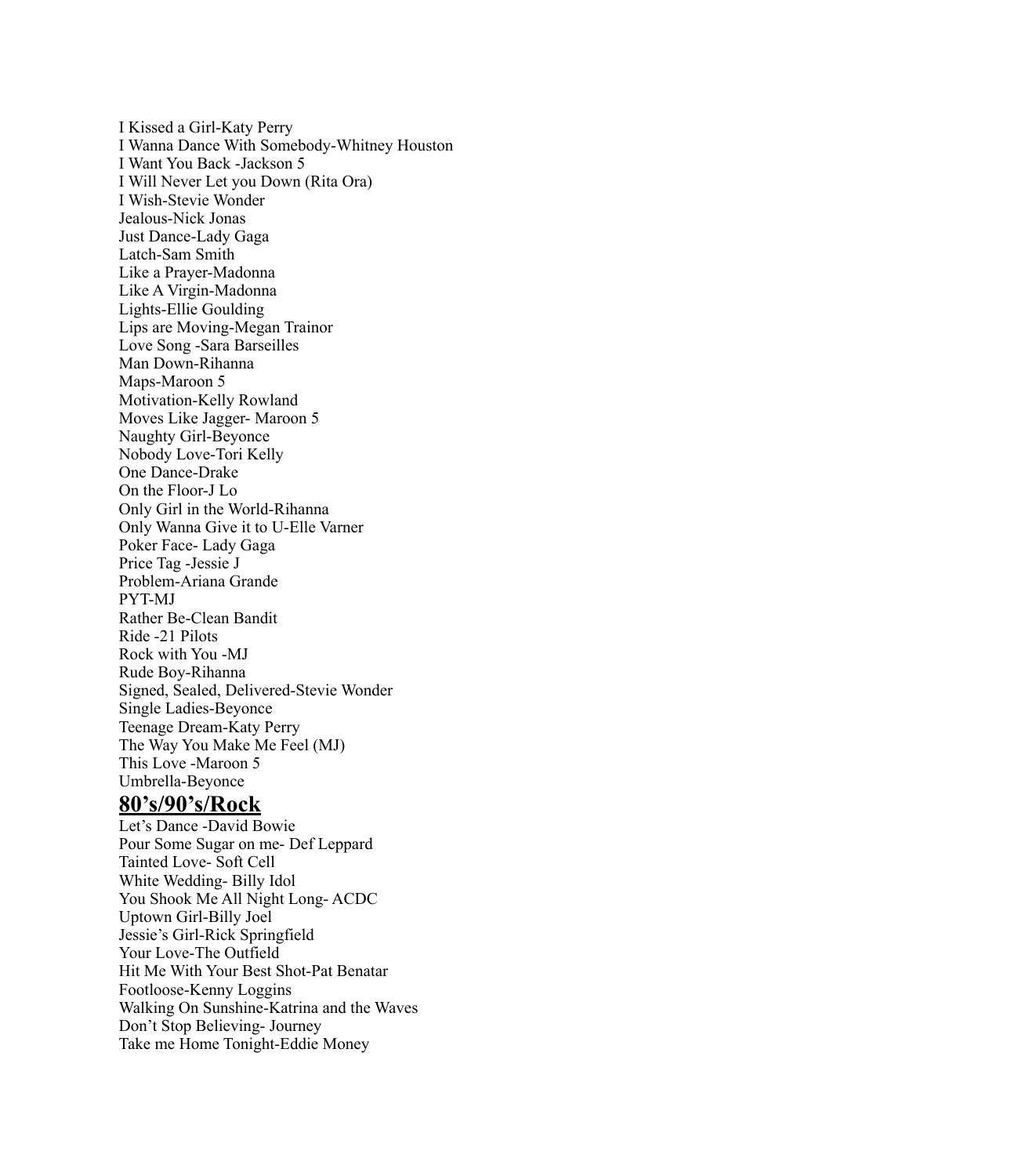I Kissed a Girl-Katy Perry
I Wanna Dance With Somebody-Whitney Houston
I Want You Back -Jackson 5
I Will Never Let you Down (Rita Ora)
I Wish-Stevie Wonder
Jealous-Nick Jonas
Just Dance-Lady Gaga
Latch-Sam Smith
Like a Prayer-Madonna
Like A Virgin-Madonna
Lights-Ellie Goulding
Lips are Moving-Megan Trainor
Love Song -Sara Barseilles
Man Down-Rihanna
Maps-Maroon 5
Motivation-Kelly Rowland
Moves Like Jagger- Maroon 5
Naughty Girl-Beyonce
Nobody Love-Tori Kelly
One Dance-Drake
On the Floor-J Lo
Only Girl in the World-Rihanna
Only Wanna Give it to U-Elle Varner
Poker Face- Lady Gaga
Price Tag -Jessie J
Problem-Ariana Grande
PYT-MJ
Rather Be-Clean Bandit
Ride -21 Pilots
Rock with You -MJ
Rude Boy-Rihanna
Signed, Sealed, Delivered-Stevie Wonder
Single Ladies-Beyonce
Teenage Dream-Katy Perry
The Way You Make Me Feel (MJ)
This Love -Maroon 5
Umbrella-Beyonce

## 80's/90's/Rock

Let's Dance -David Bowie
Pour Some Sugar on me- Def Leppard
Tainted Love- Soft Cell
White Wedding- Billy Idol
You Shook Me All Night Long- ACDC
Uptown Girl-Billy Joel
Jessie's Girl-Rick Springfield
Your Love-The Outfield
Hit Me With Your Best Shot-Pat Benatar
Footloose-Kenny Loggins
Walking On Sunshine-Katrina and the Waves
Don't Stop Believing- Journey
Take me Home Tonight-Eddie Money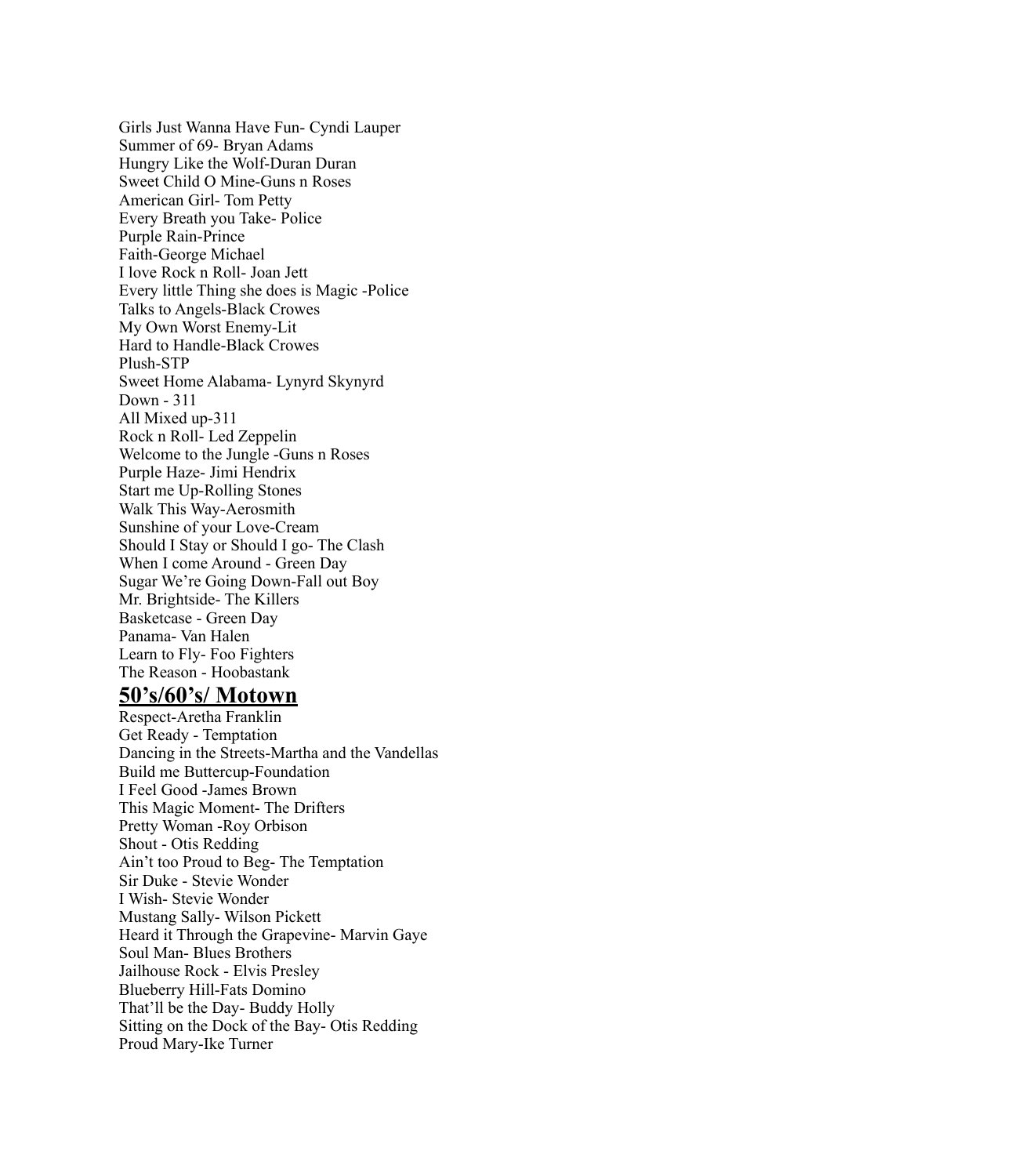Girls Just Wanna Have Fun- Cyndi Lauper
Summer of 69- Bryan Adams
Hungry Like the Wolf-Duran Duran
Sweet Child O Mine-Guns n Roses
American Girl- Tom Petty
Every Breath you Take- Police
Purple Rain-Prince
Faith-George Michael
I love Rock n Roll- Joan Jett
Every little Thing she does is Magic -Police
Talks to Angels-Black Crowes
My Own Worst Enemy-Lit
Hard to Handle-Black Crowes
Plush-STP
Sweet Home Alabama- Lynyrd Skynyrd
Down - 311
All Mixed up-311
Rock n Roll- Led Zeppelin
Welcome to the Jungle -Guns n Roses
Purple Haze- Jimi Hendrix
Start me Up-Rolling Stones
Walk This Way-Aerosmith
Sunshine of your Love-Cream
Should I Stay or Should I go- The Clash
When I come Around - Green Day
Sugar We're Going Down-Fall out Boy
Mr. Brightside- The Killers
Basketcase - Green Day
Panama- Van Halen
Learn to Fly- Foo Fighters
The Reason - Hoobastank

## 50's/60's/ Motown

Respect-Aretha Franklin
Get Ready - Temptation
Dancing in the Streets-Martha and the Vandellas
Build me Buttercup-Foundation
I Feel Good -James Brown
This Magic Moment- The Drifters
Pretty Woman -Roy Orbison
Shout - Otis Redding
Ain't too Proud to Beg- The Temptation
Sir Duke - Stevie Wonder
I Wish- Stevie Wonder
Mustang Sally- Wilson Pickett
Heard it Through the Grapevine- Marvin Gaye
Soul Man- Blues Brothers
Jailhouse Rock - Elvis Presley
Blueberry Hill-Fats Domino
That'll be the Day- Buddy Holly
Sitting on the Dock of the Bay- Otis Redding
Proud Mary-Ike Turner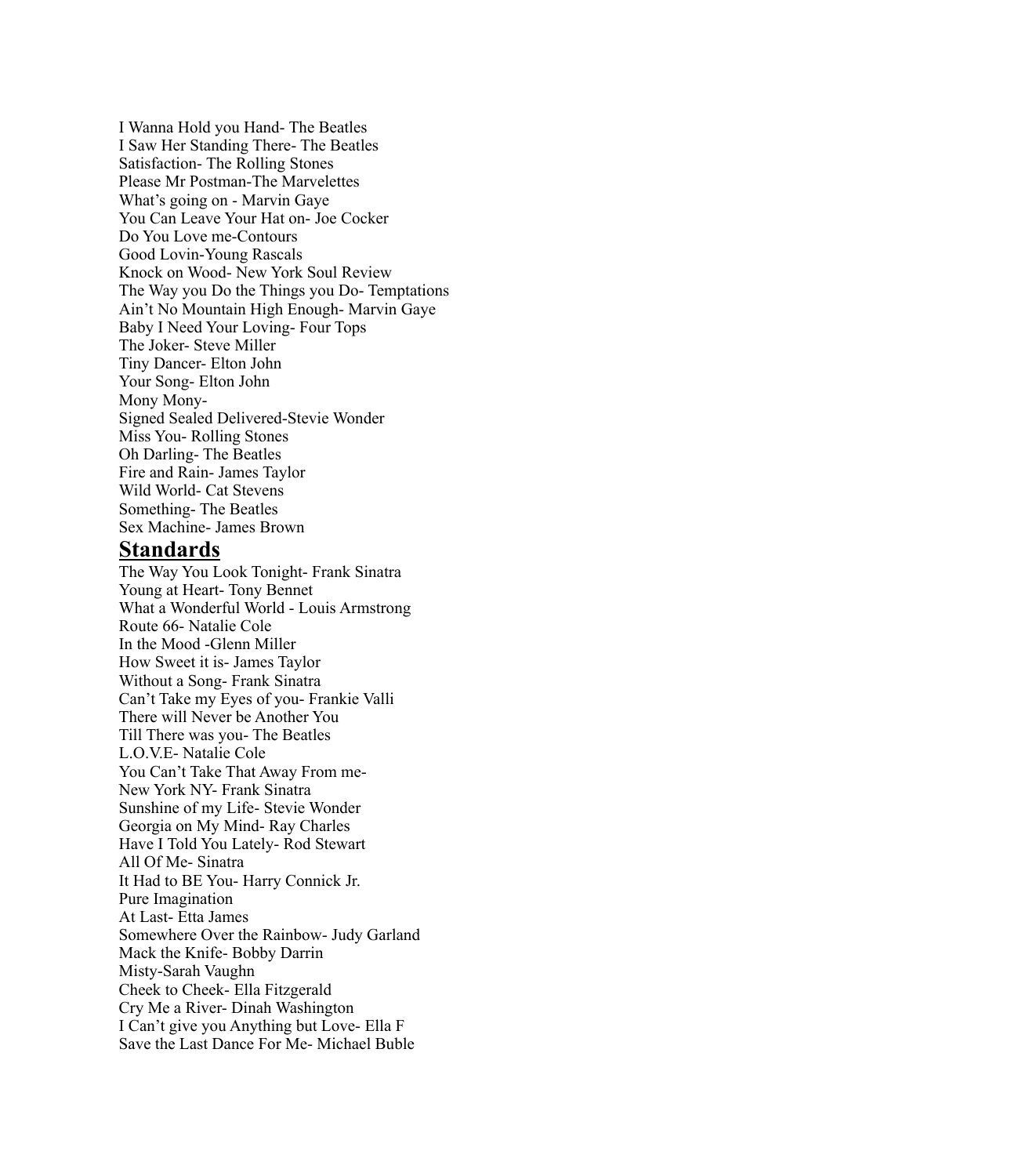I Wanna Hold you Hand- The Beatles
I Saw Her Standing There- The Beatles
Satisfaction- The Rolling Stones
Please Mr Postman-The Marvelettes
What's going on - Marvin Gaye
You Can Leave Your Hat on- Joe Cocker
Do You Love me-Contours
Good Lovin-Young Rascals
Knock on Wood- New York Soul Review
The Way you Do the Things you Do- Temptations
Ain't No Mountain High Enough- Marvin Gaye
Baby I Need Your Loving- Four Tops
The Joker- Steve Miller
Tiny Dancer- Elton John
Your Song- Elton John
Mony Mony-
Signed Sealed Delivered-Stevie Wonder
Miss You- Rolling Stones
Oh Darling- The Beatles
Fire and Rain- James Taylor
Wild World- Cat Stevens
Something- The Beatles
Sex Machine- James Brown

## **Standards**

The Way You Look Tonight- Frank Sinatra
Young at Heart- Tony Bennet
What a Wonderful World - Louis Armstrong
Route 66- Natalie Cole
In the Mood -Glenn Miller
How Sweet it is- James Taylor
Without a Song- Frank Sinatra
Can't Take my Eyes of you- Frankie Valli
There will Never be Another You
Till There was you- The Beatles
L.O.V.E- Natalie Cole
You Can't Take That Away From me-
New York NY- Frank Sinatra
Sunshine of my Life- Stevie Wonder
Georgia on My Mind- Ray Charles
Have I Told You Lately- Rod Stewart
All Of Me- Sinatra
It Had to BE You- Harry Connick Jr.
Pure Imagination
At Last- Etta James
Somewhere Over the Rainbow- Judy Garland
Mack the Knife- Bobby Darrin
Misty-Sarah Vaughn
Cheek to Cheek- Ella Fitzgerald
Cry Me a River- Dinah Washington
I Can't give you Anything but Love- Ella F
Save the Last Dance For Me- Michael Buble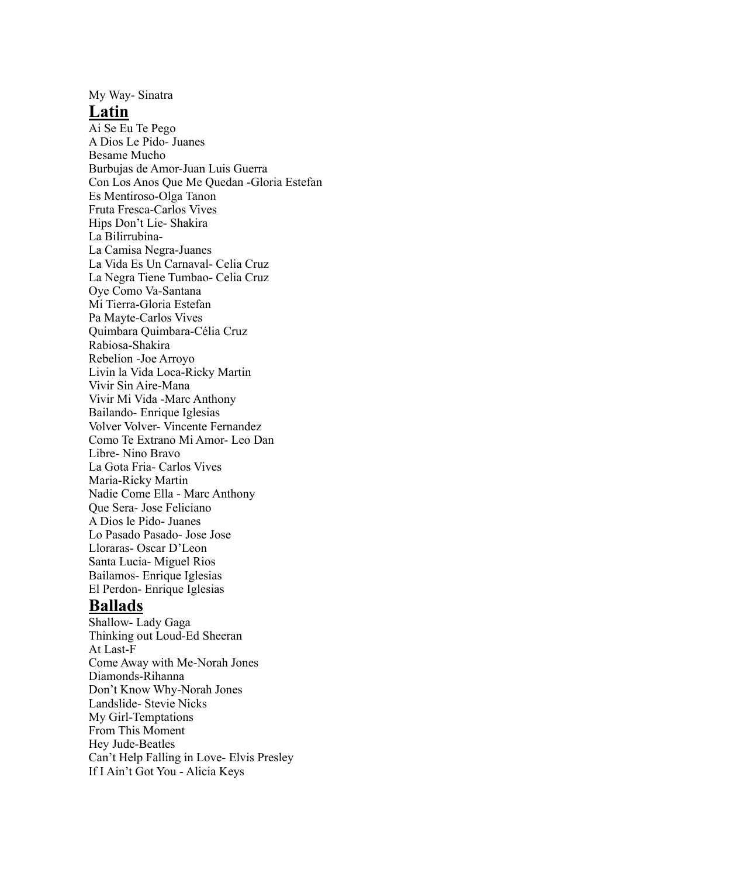My Way- Sinatra

## Latin

Ai Se Eu Te Pego
A Dios Le Pido- Juanes
Besame Mucho
Burbujas de Amor-Juan Luis Guerra
Con Los Anos Que Me Quedan -Gloria Estefan
Es Mentiroso-Olga Tanon
Fruta Fresca-Carlos Vives
Hips Don't Lie- Shakira
La Bilirrubina-
La Camisa Negra-Juanes
La Vida Es Un Carnaval- Celia Cruz
La Negra Tiene Tumbao- Celia Cruz
Oye Como Va-Santana
Mi Tierra-Gloria Estefan
Pa Mayte-Carlos Vives
Quimbara Quimbara-Célia Cruz
Rabiosa-Shakira
Rebelion -Joe Arroyo
Livin la Vida Loca-Ricky Martin
Vivir Sin Aire-Mana
Vivir Mi Vida -Marc Anthony
Bailando- Enrique Iglesias
Volver Volver- Vincente Fernandez
Como Te Extrano Mi Amor- Leo Dan
Libre- Nino Bravo
La Gota Fria- Carlos Vives
Maria-Ricky Martin
Nadie Come Ella - Marc Anthony
Que Sera- Jose Feliciano
A Dios le Pido- Juanes
Lo Pasado Pasado- Jose Jose
Lloraras- Oscar D'Leon
Santa Lucia- Miguel Rios
Bailamos- Enrique Iglesias
El Perdon- Enrique Iglesias

## Ballads

Shallow- Lady Gaga
Thinking out Loud-Ed Sheeran
At Last-F
Come Away with Me-Norah Jones
Diamonds-Rihanna
Don't Know Why-Norah Jones
Landslide- Stevie Nicks
My Girl-Temptations
From This Moment
Hey Jude-Beatles
Can't Help Falling in Love- Elvis Presley
If I Ain't Got You - Alicia Keys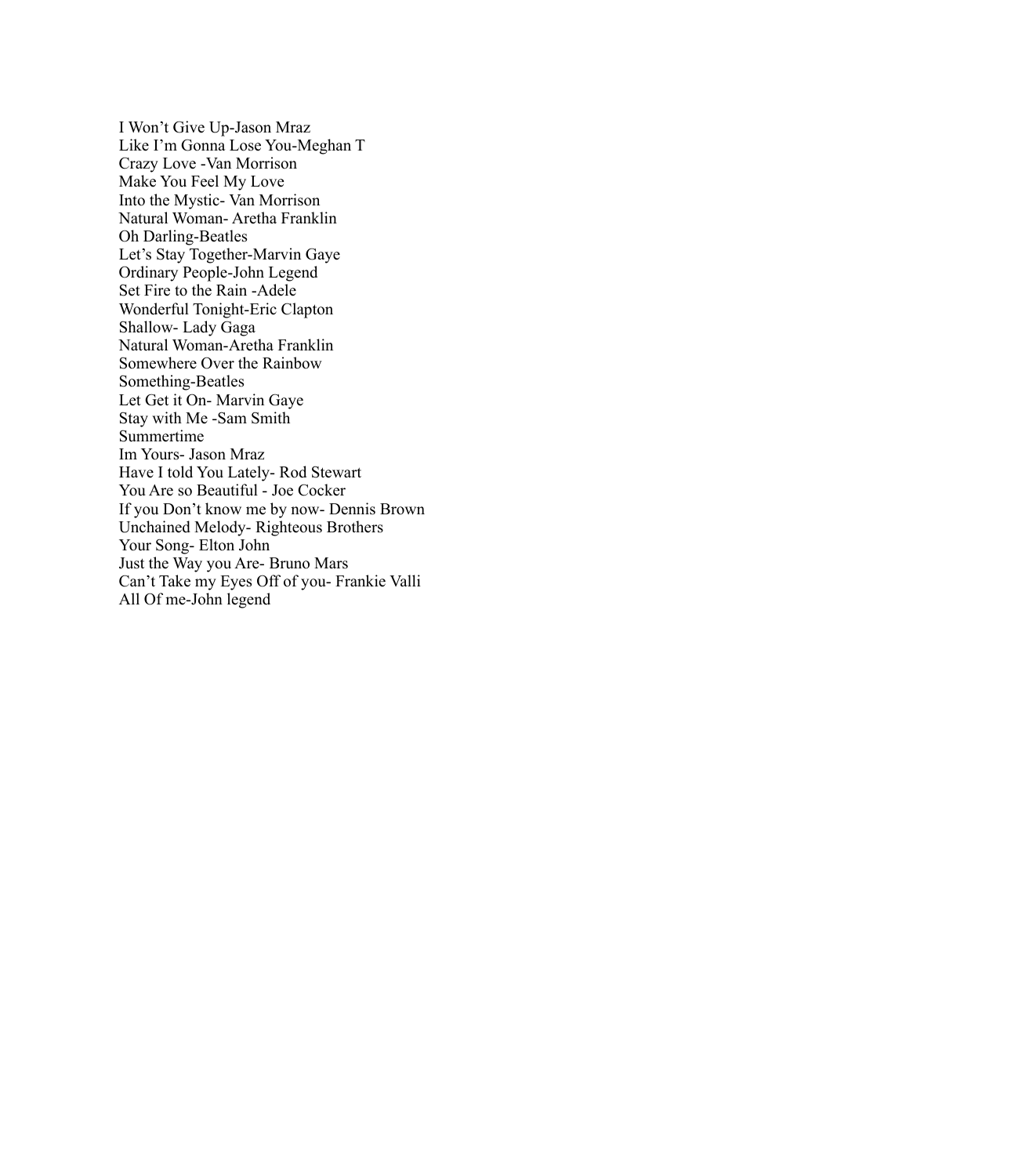I Won't Give Up-Jason Mraz
Like I'm Gonna Lose You-Meghan T
Crazy Love -Van Morrison
Make You Feel My Love
Into the Mystic- Van Morrison
Natural Woman- Aretha Franklin
Oh Darling-Beatles
Let's Stay Together-Marvin Gaye
Ordinary People-John Legend
Set Fire to the Rain -Adele
Wonderful Tonight-Eric Clapton
Shallow- Lady Gaga
Natural Woman-Aretha Franklin
Somewhere Over the Rainbow
Something-Beatles
Let Get it On- Marvin Gaye
Stay with Me -Sam Smith
Summertime
Im Yours- Jason Mraz
Have I told You Lately- Rod Stewart
You Are so Beautiful - Joe Cocker
If you Don't know me by now- Dennis Brown
Unchained Melody- Righteous Brothers
Your Song- Elton John
Just the Way you Are- Bruno Mars
Can't Take my Eyes Off of you- Frankie Valli
All Of me-John legend